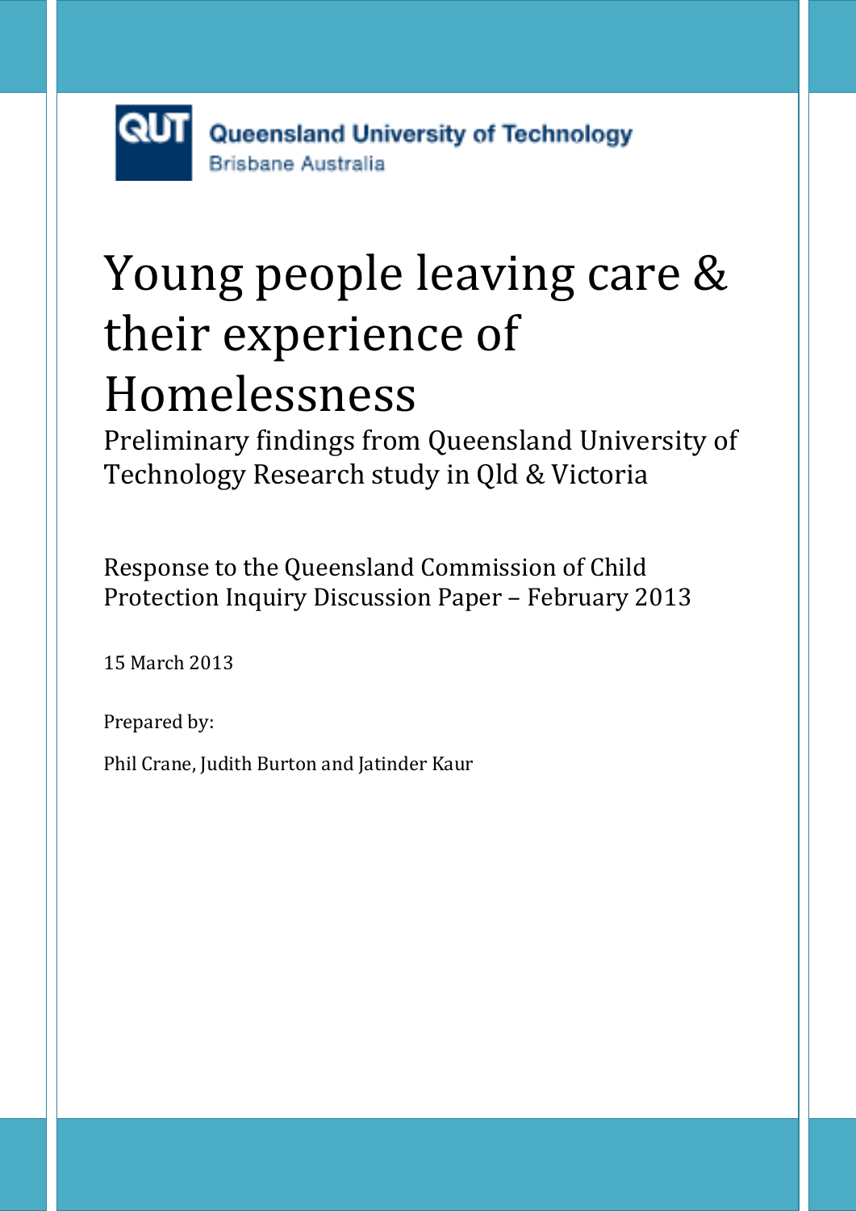Queensland University of Technology
Brisbane Australia

# Young people leaving care & their experience of Homelessness

Preliminary findings from Queensland University of Technology Research study in Qld & Victoria

Response to the Queensland Commission of Child Protection Inquiry Discussion Paper – February 2013

15 March 2013

Prepared by:

Phil Crane, Judith Burton and Jatinder Kaur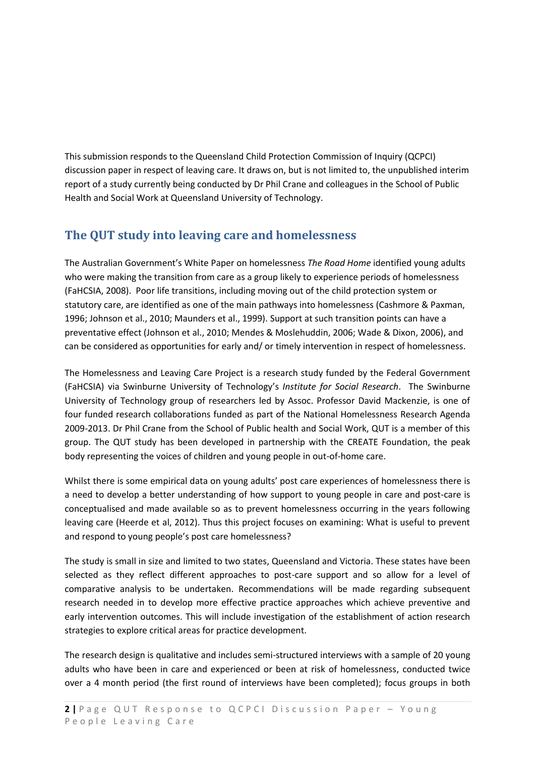This submission responds to the Queensland Child Protection Commission of Inquiry (QCPCI) discussion paper in respect of leaving care. It draws on, but is not limited to, the unpublished interim report of a study currently being conducted by Dr Phil Crane and colleagues in the School of Public Health and Social Work at Queensland University of Technology.

## The QUT study into leaving care and homelessness

The Australian Government's White Paper on homelessness *The Road Home* identified young adults who were making the transition from care as a group likely to experience periods of homelessness (FaHCSIA, 2008). Poor life transitions, including moving out of the child protection system or statutory care, are identified as one of the main pathways into homelessness (Cashmore & Paxman, 1996; Johnson et al., 2010; Maunders et al., 1999). Support at such transition points can have a preventative effect (Johnson et al., 2010; Mendes & Moslehuddin, 2006; Wade & Dixon, 2006), and can be considered as opportunities for early and/ or timely intervention in respect of homelessness.

The Homelessness and Leaving Care Project is a research study funded by the Federal Government (FaHCSIA) via Swinburne University of Technology's *Institute for Social Research*. The Swinburne University of Technology group of researchers led by Assoc. Professor David Mackenzie, is one of four funded research collaborations funded as part of the National Homelessness Research Agenda 2009-2013. Dr Phil Crane from the School of Public health and Social Work, QUT is a member of this group. The QUT study has been developed in partnership with the CREATE Foundation, the peak body representing the voices of children and young people in out-of-home care.

Whilst there is some empirical data on young adults' post care experiences of homelessness there is a need to develop a better understanding of how support to young people in care and post-care is conceptualised and made available so as to prevent homelessness occurring in the years following leaving care (Heerde et al, 2012). Thus this project focuses on examining: What is useful to prevent and respond to young people's post care homelessness?

The study is small in size and limited to two states, Queensland and Victoria. These states have been selected as they reflect different approaches to post-care support and so allow for a level of comparative analysis to be undertaken. Recommendations will be made regarding subsequent research needed in to develop more effective practice approaches which achieve preventive and early intervention outcomes. This will include investigation of the establishment of action research strategies to explore critical areas for practice development.

The research design is qualitative and includes semi-structured interviews with a sample of 20 young adults who have been in care and experienced or been at risk of homelessness, conducted twice over a 4 month period (the first round of interviews have been completed); focus groups in both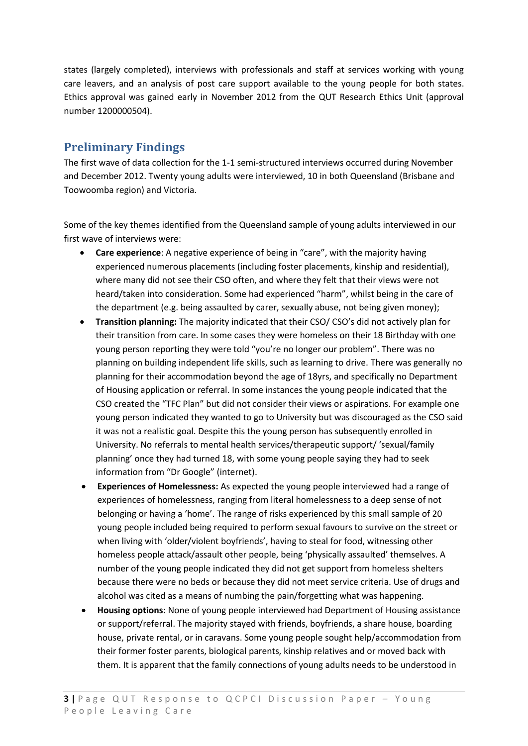states (largely completed), interviews with professionals and staff at services working with young care leavers, and an analysis of post care support available to the young people for both states. Ethics approval was gained early in November 2012 from the QUT Research Ethics Unit (approval number 1200000504).

## Preliminary Findings

The first wave of data collection for the 1-1 semi-structured interviews occurred during November and December 2012. Twenty young adults were interviewed, 10 in both Queensland (Brisbane and Toowoomba region) and Victoria.

Some of the key themes identified from the Queensland sample of young adults interviewed in our first wave of interviews were:

- **Care experience**: A negative experience of being in "care", with the majority having experienced numerous placements (including foster placements, kinship and residential), where many did not see their CSO often, and where they felt that their views were not heard/taken into consideration. Some had experienced "harm", whilst being in the care of the department (e.g. being assaulted by carer, sexually abuse, not being given money);
- **Transition planning:** The majority indicated that their CSO/ CSO's did not actively plan for their transition from care. In some cases they were homeless on their 18 Birthday with one young person reporting they were told "you're no longer our problem". There was no planning on building independent life skills, such as learning to drive. There was generally no planning for their accommodation beyond the age of 18yrs, and specifically no Department of Housing application or referral. In some instances the young people indicated that the CSO created the "TFC Plan" but did not consider their views or aspirations. For example one young person indicated they wanted to go to University but was discouraged as the CSO said it was not a realistic goal. Despite this the young person has subsequently enrolled in University. No referrals to mental health services/therapeutic support/ 'sexual/family planning' once they had turned 18, with some young people saying they had to seek information from "Dr Google" (internet).
- **Experiences of Homelessness:** As expected the young people interviewed had a range of experiences of homelessness, ranging from literal homelessness to a deep sense of not belonging or having a 'home'. The range of risks experienced by this small sample of 20 young people included being required to perform sexual favours to survive on the street or when living with 'older/violent boyfriends', having to steal for food, witnessing other homeless people attack/assault other people, being 'physically assaulted' themselves. A number of the young people indicated they did not get support from homeless shelters because there were no beds or because they did not meet service criteria. Use of drugs and alcohol was cited as a means of numbing the pain/forgetting what was happening.
- **Housing options:** None of young people interviewed had Department of Housing assistance or support/referral. The majority stayed with friends, boyfriends, a share house, boarding house, private rental, or in caravans. Some young people sought help/accommodation from their former foster parents, biological parents, kinship relatives and or moved back with them. It is apparent that the family connections of young adults needs to be understood in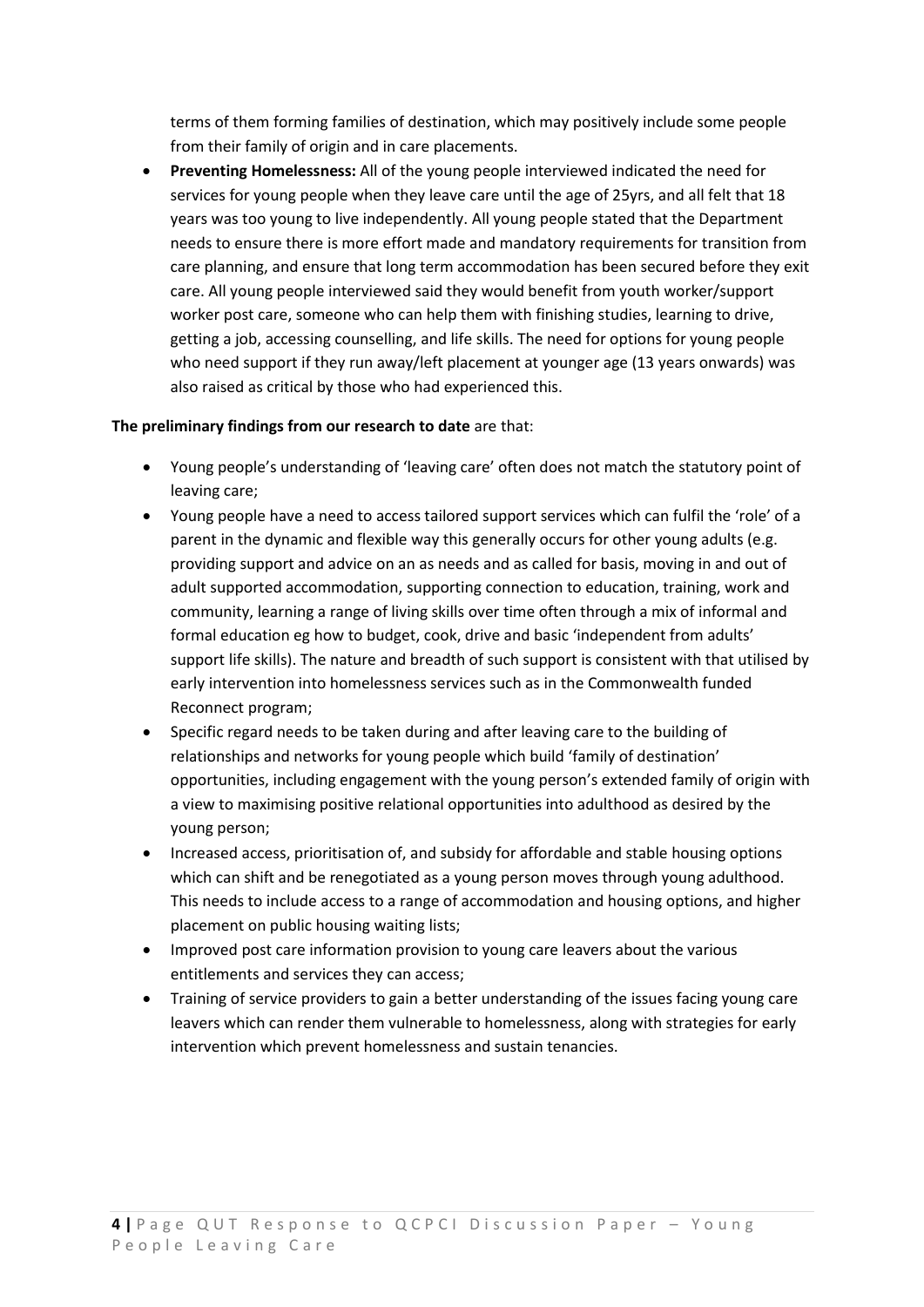terms of them forming families of destination, which may positively include some people from their family of origin and in care placements.

- **Preventing Homelessness:** All of the young people interviewed indicated the need for services for young people when they leave care until the age of 25yrs, and all felt that 18 years was too young to live independently. All young people stated that the Department needs to ensure there is more effort made and mandatory requirements for transition from care planning, and ensure that long term accommodation has been secured before they exit care. All young people interviewed said they would benefit from youth worker/support worker post care, someone who can help them with finishing studies, learning to drive, getting a job, accessing counselling, and life skills. The need for options for young people who need support if they run away/left placement at younger age (13 years onwards) was also raised as critical by those who had experienced this.

**The preliminary findings from our research to date** are that:

- Young people's understanding of 'leaving care' often does not match the statutory point of leaving care;
- Young people have a need to access tailored support services which can fulfil the 'role' of a parent in the dynamic and flexible way this generally occurs for other young adults (e.g. providing support and advice on an as needs and as called for basis, moving in and out of adult supported accommodation, supporting connection to education, training, work and community, learning a range of living skills over time often through a mix of informal and formal education eg how to budget, cook, drive and basic 'independent from adults' support life skills). The nature and breadth of such support is consistent with that utilised by early intervention into homelessness services such as in the Commonwealth funded Reconnect program;
- Specific regard needs to be taken during and after leaving care to the building of relationships and networks for young people which build 'family of destination' opportunities, including engagement with the young person's extended family of origin with a view to maximising positive relational opportunities into adulthood as desired by the young person;
- Increased access, prioritisation of, and subsidy for affordable and stable housing options which can shift and be renegotiated as a young person moves through young adulthood. This needs to include access to a range of accommodation and housing options, and higher placement on public housing waiting lists;
- Improved post care information provision to young care leavers about the various entitlements and services they can access;
- Training of service providers to gain a better understanding of the issues facing young care leavers which can render them vulnerable to homelessness, along with strategies for early intervention which prevent homelessness and sustain tenancies.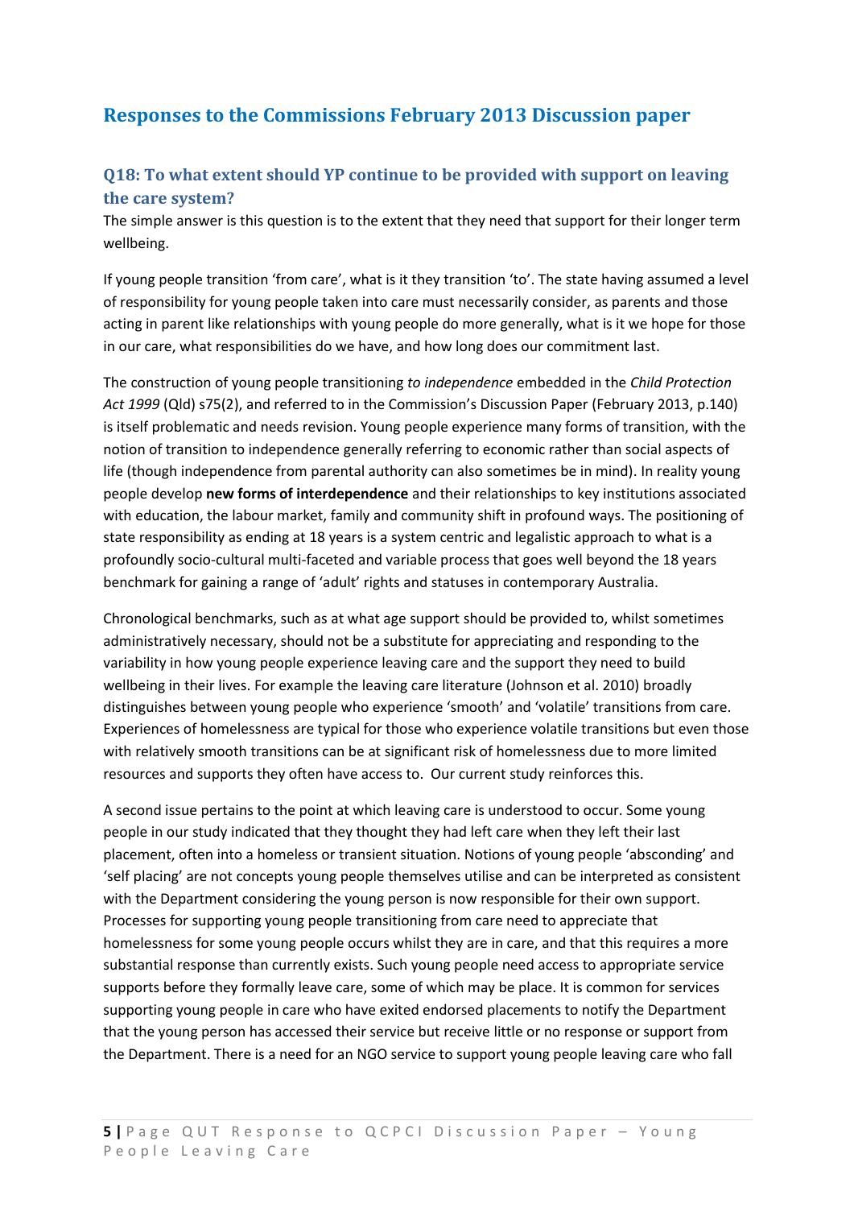## Responses to the Commissions February 2013 Discussion paper

### Q18: To what extent should YP continue to be provided with support on leaving the care system?

The simple answer is this question is to the extent that they need that support for their longer term wellbeing.

If young people transition 'from care', what is it they transition 'to'. The state having assumed a level of responsibility for young people taken into care must necessarily consider, as parents and those acting in parent like relationships with young people do more generally, what is it we hope for those in our care, what responsibilities do we have, and how long does our commitment last.

The construction of young people transitioning *to independence* embedded in the *Child Protection Act 1999* (Qld) s75(2), and referred to in the Commission's Discussion Paper (February 2013, p.140) is itself problematic and needs revision. Young people experience many forms of transition, with the notion of transition to independence generally referring to economic rather than social aspects of life (though independence from parental authority can also sometimes be in mind). In reality young people develop **new forms of interdependence** and their relationships to key institutions associated with education, the labour market, family and community shift in profound ways. The positioning of state responsibility as ending at 18 years is a system centric and legalistic approach to what is a profoundly socio-cultural multi-faceted and variable process that goes well beyond the 18 years benchmark for gaining a range of 'adult' rights and statuses in contemporary Australia.

Chronological benchmarks, such as at what age support should be provided to, whilst sometimes administratively necessary, should not be a substitute for appreciating and responding to the variability in how young people experience leaving care and the support they need to build wellbeing in their lives. For example the leaving care literature (Johnson et al. 2010) broadly distinguishes between young people who experience 'smooth' and 'volatile' transitions from care. Experiences of homelessness are typical for those who experience volatile transitions but even those with relatively smooth transitions can be at significant risk of homelessness due to more limited resources and supports they often have access to. Our current study reinforces this.

A second issue pertains to the point at which leaving care is understood to occur. Some young people in our study indicated that they thought they had left care when they left their last placement, often into a homeless or transient situation. Notions of young people 'absconding' and 'self placing' are not concepts young people themselves utilise and can be interpreted as consistent with the Department considering the young person is now responsible for their own support. Processes for supporting young people transitioning from care need to appreciate that homelessness for some young people occurs whilst they are in care, and that this requires a more substantial response than currently exists. Such young people need access to appropriate service supports before they formally leave care, some of which may be place. It is common for services supporting young people in care who have exited endorsed placements to notify the Department that the young person has accessed their service but receive little or no response or support from the Department. There is a need for an NGO service to support young people leaving care who fall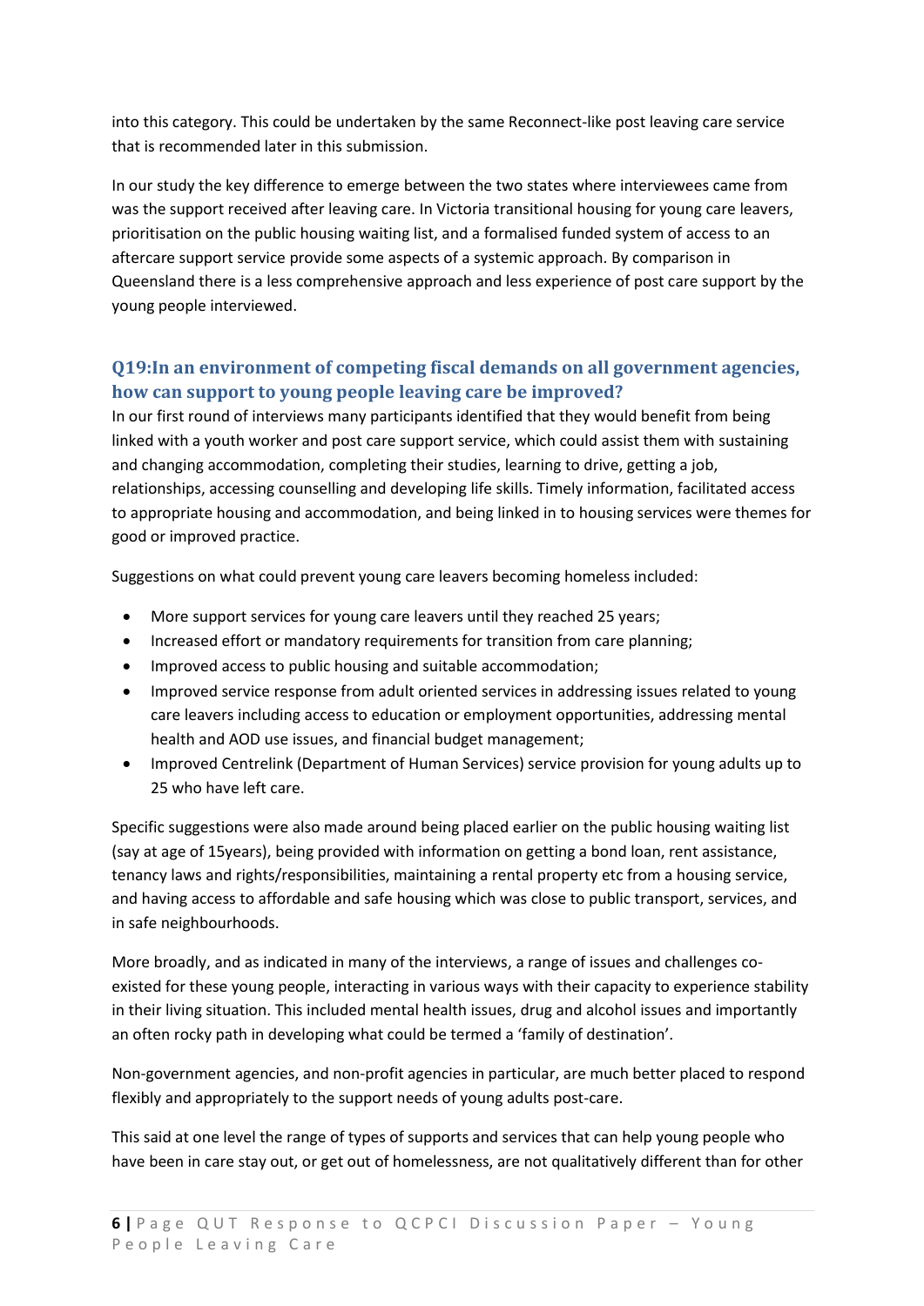into this category. This could be undertaken by the same Reconnect-like post leaving care service that is recommended later in this submission.

In our study the key difference to emerge between the two states where interviewees came from was the support received after leaving care. In Victoria transitional housing for young care leavers, prioritisation on the public housing waiting list, and a formalised funded system of access to an aftercare support service provide some aspects of a systemic approach. By comparison in Queensland there is a less comprehensive approach and less experience of post care support by the young people interviewed.

## Q19:In an environment of competing fiscal demands on all government agencies, how can support to young people leaving care be improved?

In our first round of interviews many participants identified that they would benefit from being linked with a youth worker and post care support service, which could assist them with sustaining and changing accommodation, completing their studies, learning to drive, getting a job, relationships, accessing counselling and developing life skills. Timely information, facilitated access to appropriate housing and accommodation, and being linked in to housing services were themes for good or improved practice.

Suggestions on what could prevent young care leavers becoming homeless included:

- More support services for young care leavers until they reached 25 years;
- Increased effort or mandatory requirements for transition from care planning;
- Improved access to public housing and suitable accommodation;
- Improved service response from adult oriented services in addressing issues related to young care leavers including access to education or employment opportunities, addressing mental health and AOD use issues, and financial budget management;
- Improved Centrelink (Department of Human Services) service provision for young adults up to 25 who have left care.

Specific suggestions were also made around being placed earlier on the public housing waiting list (say at age of 15years), being provided with information on getting a bond loan, rent assistance, tenancy laws and rights/responsibilities, maintaining a rental property etc from a housing service, and having access to affordable and safe housing which was close to public transport, services, and in safe neighbourhoods.

More broadly, and as indicated in many of the interviews, a range of issues and challenges co-existed for these young people, interacting in various ways with their capacity to experience stability in their living situation. This included mental health issues, drug and alcohol issues and importantly an often rocky path in developing what could be termed a 'family of destination'.

Non-government agencies, and non-profit agencies in particular, are much better placed to respond flexibly and appropriately to the support needs of young adults post-care.

This said at one level the range of types of supports and services that can help young people who have been in care stay out, or get out of homelessness, are not qualitatively different than for other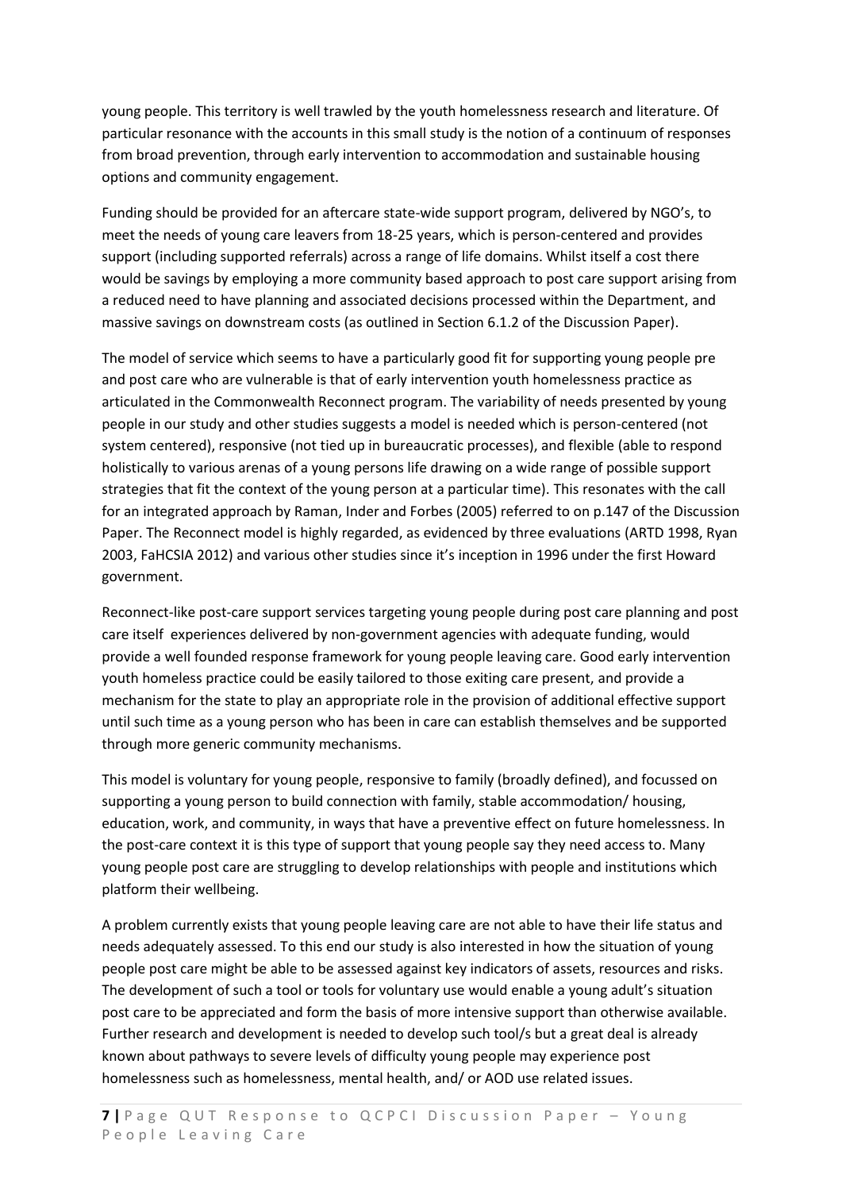young people. This territory is well trawled by the youth homelessness research and literature. Of particular resonance with the accounts in this small study is the notion of a continuum of responses from broad prevention, through early intervention to accommodation and sustainable housing options and community engagement.

Funding should be provided for an aftercare state-wide support program, delivered by NGO's, to meet the needs of young care leavers from 18-25 years, which is person-centered and provides support (including supported referrals) across a range of life domains. Whilst itself a cost there would be savings by employing a more community based approach to post care support arising from a reduced need to have planning and associated decisions processed within the Department, and massive savings on downstream costs (as outlined in Section 6.1.2 of the Discussion Paper).

The model of service which seems to have a particularly good fit for supporting young people pre and post care who are vulnerable is that of early intervention youth homelessness practice as articulated in the Commonwealth Reconnect program. The variability of needs presented by young people in our study and other studies suggests a model is needed which is person-centered (not system centered), responsive (not tied up in bureaucratic processes), and flexible (able to respond holistically to various arenas of a young persons life drawing on a wide range of possible support strategies that fit the context of the young person at a particular time). This resonates with the call for an integrated approach by Raman, Inder and Forbes (2005) referred to on p.147 of the Discussion Paper. The Reconnect model is highly regarded, as evidenced by three evaluations (ARTD 1998, Ryan 2003, FaHCSIA 2012) and various other studies since it's inception in 1996 under the first Howard government.

Reconnect-like post-care support services targeting young people during post care planning and post care itself experiences delivered by non-government agencies with adequate funding, would provide a well founded response framework for young people leaving care. Good early intervention youth homeless practice could be easily tailored to those exiting care present, and provide a mechanism for the state to play an appropriate role in the provision of additional effective support until such time as a young person who has been in care can establish themselves and be supported through more generic community mechanisms.

This model is voluntary for young people, responsive to family (broadly defined), and focussed on supporting a young person to build connection with family, stable accommodation/ housing, education, work, and community, in ways that have a preventive effect on future homelessness. In the post-care context it is this type of support that young people say they need access to. Many young people post care are struggling to develop relationships with people and institutions which platform their wellbeing.

A problem currently exists that young people leaving care are not able to have their life status and needs adequately assessed. To this end our study is also interested in how the situation of young people post care might be able to be assessed against key indicators of assets, resources and risks. The development of such a tool or tools for voluntary use would enable a young adult's situation post care to be appreciated and form the basis of more intensive support than otherwise available. Further research and development is needed to develop such tool/s but a great deal is already known about pathways to severe levels of difficulty young people may experience post homelessness such as homelessness, mental health, and/ or AOD use related issues.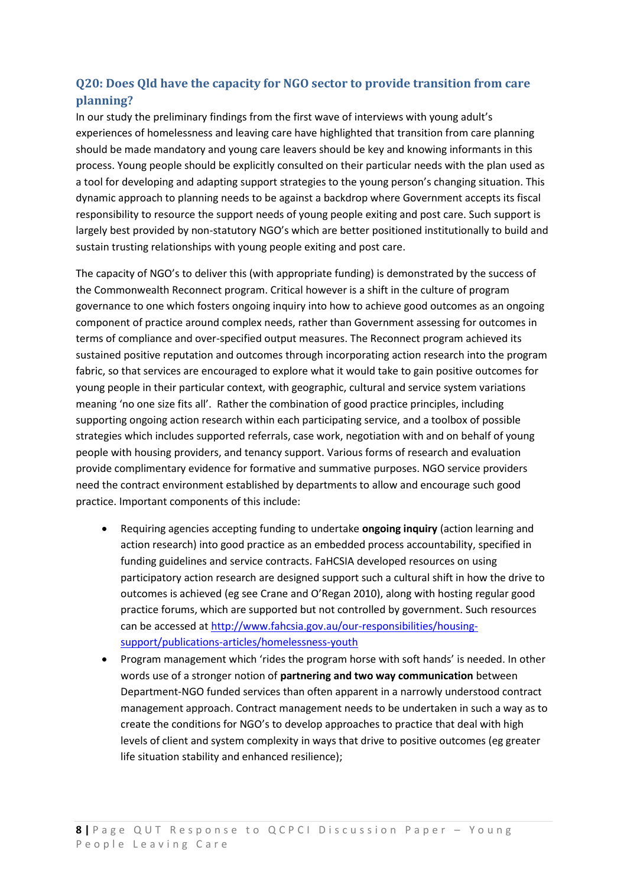## Q20: Does Qld have the capacity for NGO sector to provide transition from care planning?

In our study the preliminary findings from the first wave of interviews with young adult's experiences of homelessness and leaving care have highlighted that transition from care planning should be made mandatory and young care leavers should be key and knowing informants in this process. Young people should be explicitly consulted on their particular needs with the plan used as a tool for developing and adapting support strategies to the young person's changing situation. This dynamic approach to planning needs to be against a backdrop where Government accepts its fiscal responsibility to resource the support needs of young people exiting and post care. Such support is largely best provided by non-statutory NGO's which are better positioned institutionally to build and sustain trusting relationships with young people exiting and post care.

The capacity of NGO's to deliver this (with appropriate funding) is demonstrated by the success of the Commonwealth Reconnect program. Critical however is a shift in the culture of program governance to one which fosters ongoing inquiry into how to achieve good outcomes as an ongoing component of practice around complex needs, rather than Government assessing for outcomes in terms of compliance and over-specified output measures. The Reconnect program achieved its sustained positive reputation and outcomes through incorporating action research into the program fabric, so that services are encouraged to explore what it would take to gain positive outcomes for young people in their particular context, with geographic, cultural and service system variations meaning 'no one size fits all'. Rather the combination of good practice principles, including supporting ongoing action research within each participating service, and a toolbox of possible strategies which includes supported referrals, case work, negotiation with and on behalf of young people with housing providers, and tenancy support. Various forms of research and evaluation provide complimentary evidence for formative and summative purposes. NGO service providers need the contract environment established by departments to allow and encourage such good practice. Important components of this include:

- Requiring agencies accepting funding to undertake **ongoing inquiry** (action learning and action research) into good practice as an embedded process accountability, specified in funding guidelines and service contracts. FaHCSIA developed resources on using participatory action research are designed support such a cultural shift in how the drive to outcomes is achieved (eg see Crane and O'Regan 2010), along with hosting regular good practice forums, which are supported but not controlled by government. Such resources can be accessed at [http://www.fahcsia.gov.au/our-responsibilities/housing-support/publications-articles/homelessness-youth](http://www.fahcsia.gov.au/our-responsibilities/housing-support/publications-articles/homelessness-youth)
- Program management which 'rides the program horse with soft hands' is needed. In other words use of a stronger notion of **partnering and two way communication** between Department-NGO funded services than often apparent in a narrowly understood contract management approach. Contract management needs to be undertaken in such a way as to create the conditions for NGO's to develop approaches to practice that deal with high levels of client and system complexity in ways that drive to positive outcomes (eg greater life situation stability and enhanced resilience);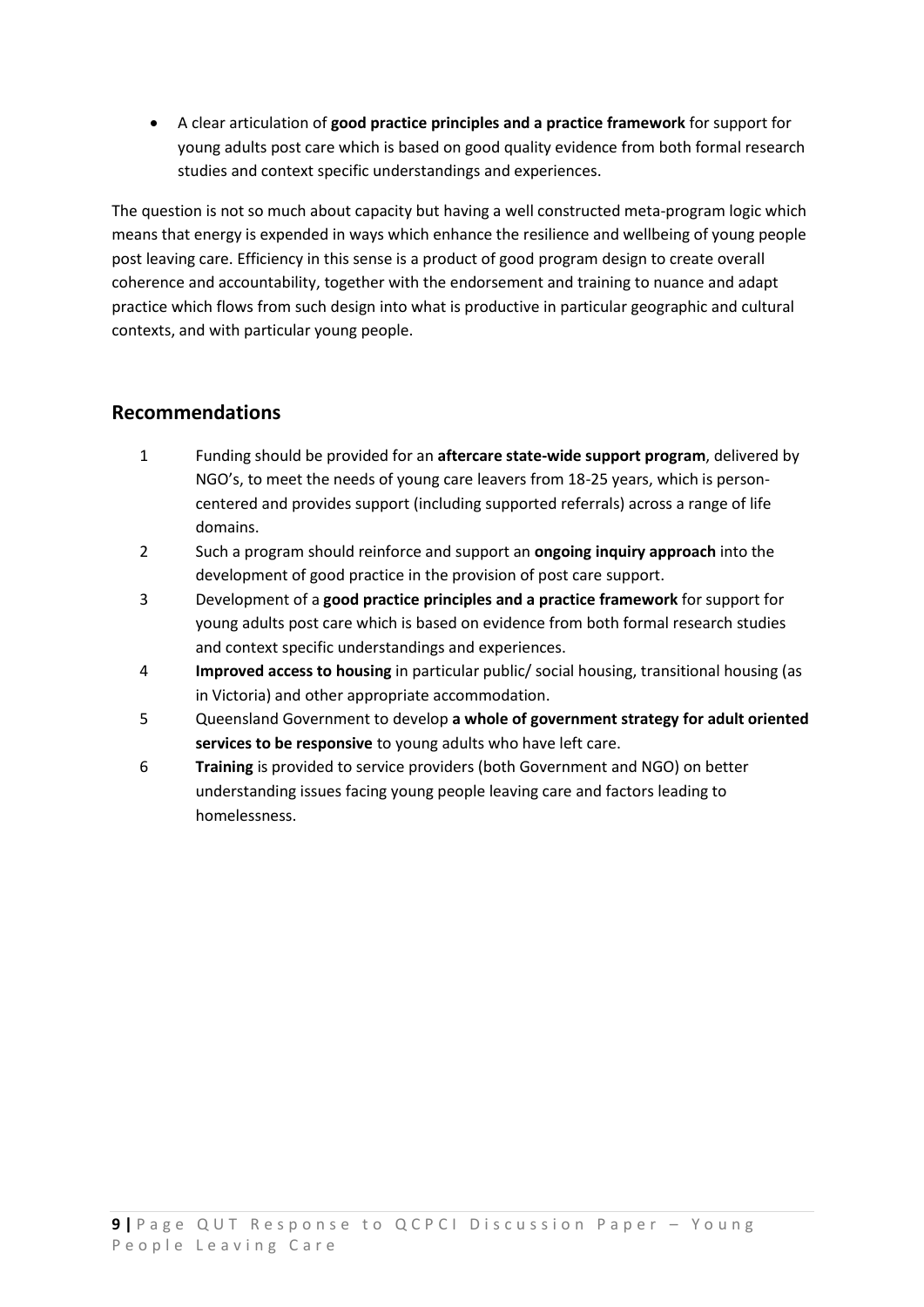- A clear articulation of **good practice principles and a practice framework** for support for young adults post care which is based on good quality evidence from both formal research studies and context specific understandings and experiences.

The question is not so much about capacity but having a well constructed meta-program logic which means that energy is expended in ways which enhance the resilience and wellbeing of young people post leaving care. Efficiency in this sense is a product of good program design to create overall coherence and accountability, together with the endorsement and training to nuance and adapt practice which flows from such design into what is productive in particular geographic and cultural contexts, and with particular young people.

## Recommendations

1. Funding should be provided for an **aftercare state-wide support program**, delivered by NGO's, to meet the needs of young care leavers from 18-25 years, which is person-centered and provides support (including supported referrals) across a range of life domains.
2. Such a program should reinforce and support an **ongoing inquiry approach** into the development of good practice in the provision of post care support.
3. Development of a **good practice principles and a practice framework** for support for young adults post care which is based on evidence from both formal research studies and context specific understandings and experiences.
4. **Improved access to housing** in particular public/ social housing, transitional housing (as in Victoria) and other appropriate accommodation.
5. Queensland Government to develop **a whole of government strategy for adult oriented services to be responsive** to young adults who have left care.
6. **Training** is provided to service providers (both Government and NGO) on better understanding issues facing young people leaving care and factors leading to homelessness.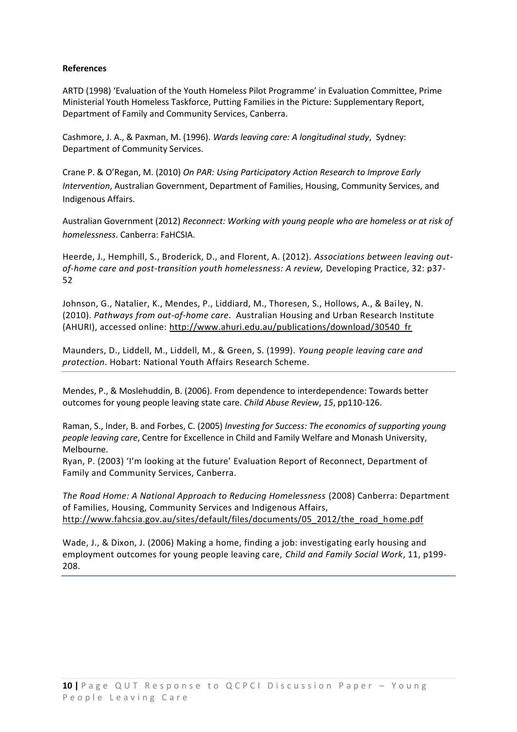**References**

ARTD (1998) 'Evaluation of the Youth Homeless Pilot Programme' in Evaluation Committee, Prime Ministerial Youth Homeless Taskforce, Putting Families in the Picture: Supplementary Report, Department of Family and Community Services, Canberra.

Cashmore, J. A., & Paxman, M. (1996). *Wards leaving care: A longitudinal study*, Sydney: Department of Community Services.

Crane P. & O'Regan, M. (2010) *On PAR: Using Participatory Action Research to Improve Early Intervention*, Australian Government, Department of Families, Housing, Community Services, and Indigenous Affairs.

Australian Government (2012) *Reconnect: Working with young people who are homeless or at risk of homelessness*. Canberra: FaHCSIA.

Heerde, J., Hemphill, S., Broderick, D., and Florent, A. (2012). *Associations between leaving out-of-home care and post-transition youth homelessness: A review,* Developing Practice, 32: p37-52

Johnson, G., Natalier, K., Mendes, P., Liddiard, M., Thoresen, S., Hollows, A., & Bailey, N. (2010). *Pathways from out-of-home care*. Australian Housing and Urban Research Institute (AHURI), accessed online: http://www.ahuri.edu.au/publications/download/30540_fr

Maunders, D., Liddell, M., Liddell, M., & Green, S. (1999). *Young people leaving care and protection*. Hobart: National Youth Affairs Research Scheme.

Mendes, P., & Moslehuddin, B. (2006). From dependence to interdependence: Towards better outcomes for young people leaving state care. *Child Abuse Review*, *15*, pp110-126.

Raman, S., Inder, B. and Forbes, C. (2005) *Investing for Success: The economics of supporting young people leaving care*, Centre for Excellence in Child and Family Welfare and Monash University, Melbourne.

Ryan, P. (2003) 'I'm looking at the future' Evaluation Report of Reconnect, Department of Family and Community Services, Canberra.

*The Road Home: A National Approach to Reducing Homelessness* (2008) Canberra: Department of Families, Housing, Community Services and Indigenous Affairs, http://www.fahcsia.gov.au/sites/default/files/documents/05_2012/the_road_home.pdf

Wade, J., & Dixon, J. (2006) Making a home, finding a job: investigating early housing and employment outcomes for young people leaving care, *Child and Family Social Work*, 11, p199-208.